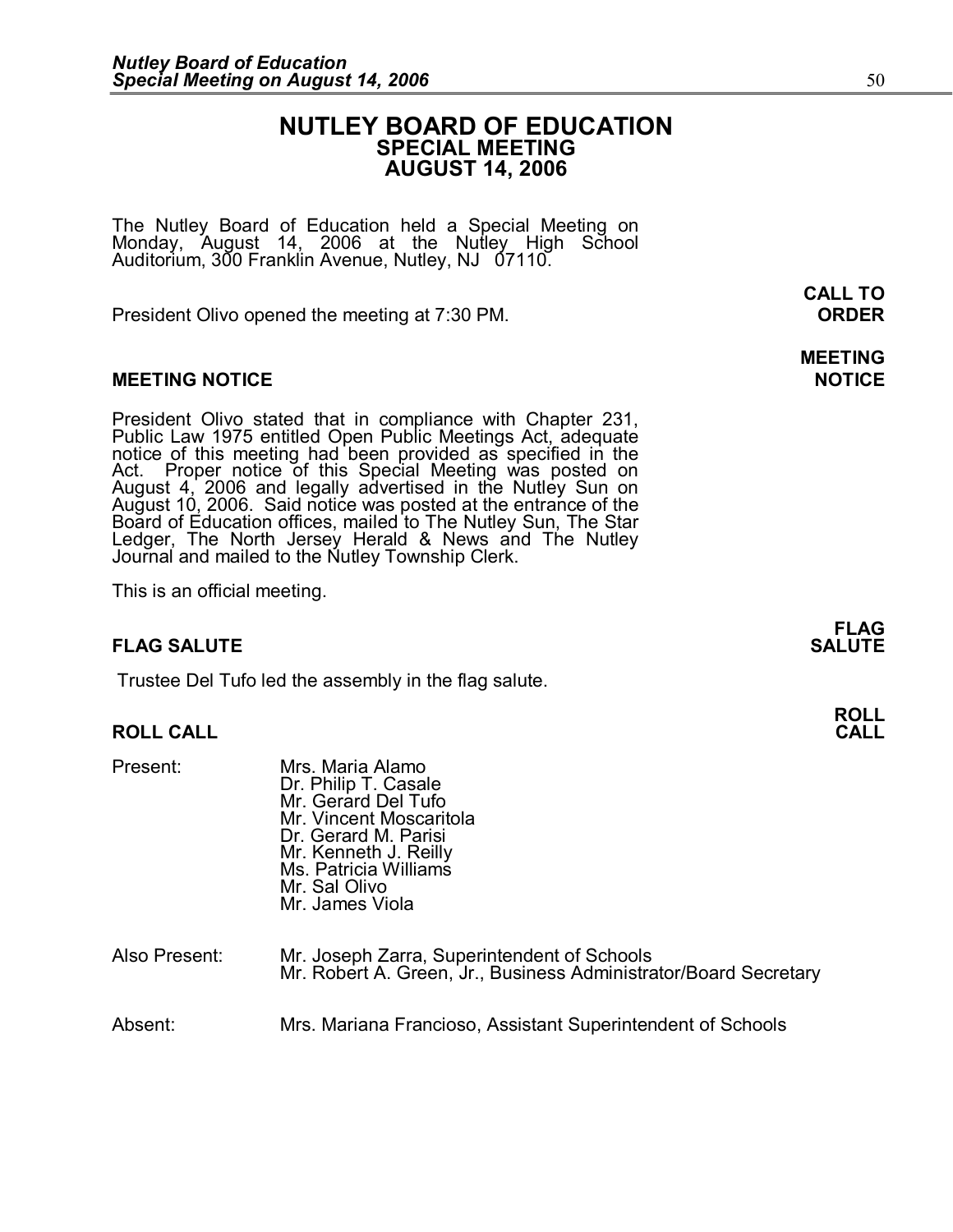# NUTLEY BOARD OF EDUCATION
## SPECIAL MEETING
## AUGUST 14, 2006

The Nutley Board of Education held a Special Meeting on Monday, August 14, 2006 at the Nutley High School Auditorium, 300 Franklin Avenue, Nutley, NJ 07110.

**CALL TO ORDER**

President Olivo opened the meeting at 7:30 PM.

**MEETING NOTICE**

**MEETING NOTICE**

President Olivo stated that in compliance with Chapter 231, Public Law 1975 entitled Open Public Meetings Act, adequate notice of this meeting had been provided as specified in the Act. Proper notice of this Special Meeting was posted on August 4, 2006 and legally advertised in the Nutley Sun on August 10, 2006. Said notice was posted at the entrance of the Board of Education offices, mailed to The Nutley Sun, The Star Ledger, The North Jersey Herald & News and The Nutley Journal and mailed to the Nutley Township Clerk.

This is an official meeting.

**FLAG SALUTE**

**FLAG SALUTE**

Trustee Del Tufo led the assembly in the flag salute.

**ROLL CALL**

**ROLL CALL**

Present:
- Mrs. Maria Alamo
- Dr. Philip T. Casale
- Mr. Gerard Del Tufo
- Mr. Vincent Moscaritola
- Dr. Gerard M. Parisi
- Mr. Kenneth J. Reilly
- Ms. Patricia Williams
- Mr. Sal Olivo
- Mr. James Viola

Also Present:
- Mr. Joseph Zarra, Superintendent of Schools
- Mr. Robert A. Green, Jr., Business Administrator/Board Secretary

Absent:
- Mrs. Mariana Francioso, Assistant Superintendent of Schools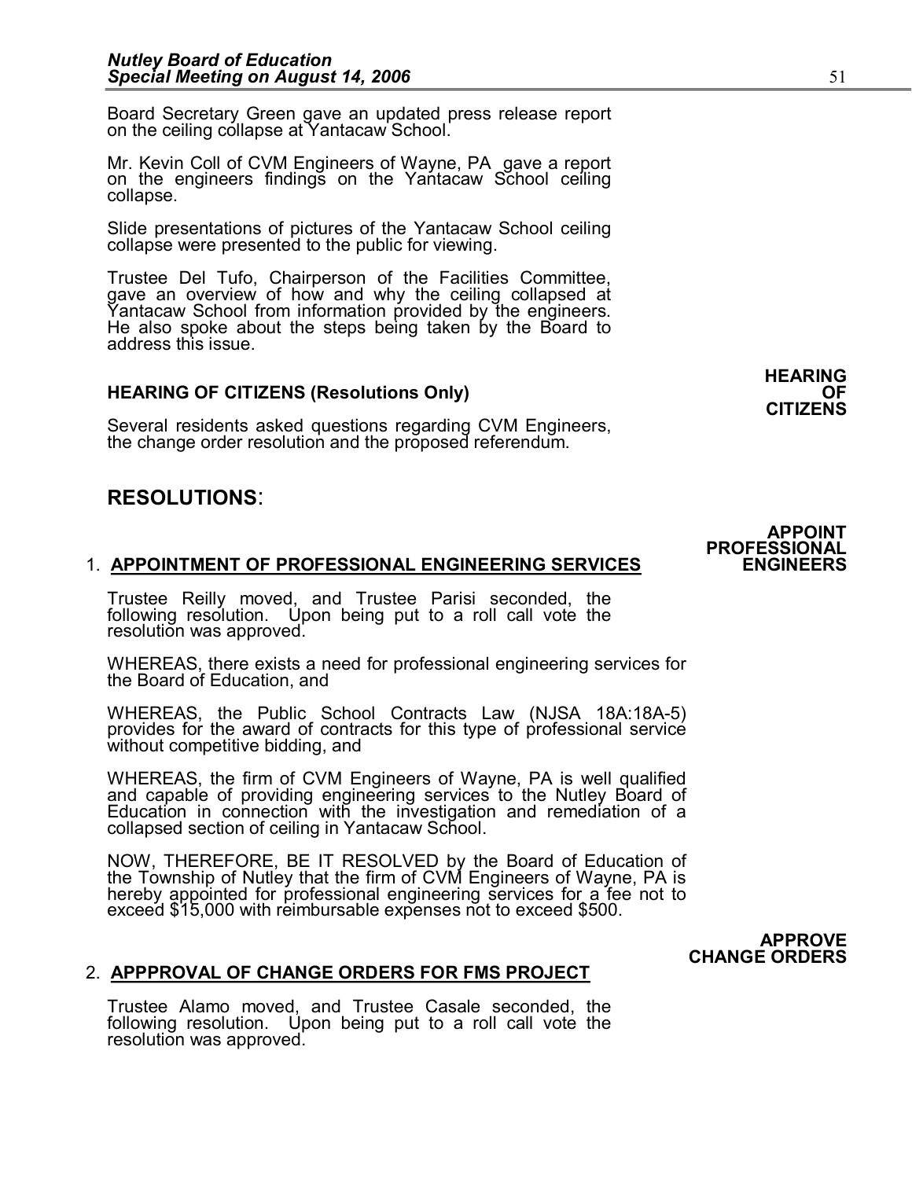Board Secretary Green gave an updated press release report on the ceiling collapse at Yantacaw School.

Mr. Kevin Coll of CVM Engineers of Wayne, PA gave a report on the engineers findings on the Yantacaw School ceiling collapse.

Slide presentations of pictures of the Yantacaw School ceiling collapse were presented to the public for viewing.

Trustee Del Tufo, Chairperson of the Facilities Committee, gave an overview of how and why the ceiling collapsed at Yantacaw School from information provided by the engineers. He also spoke about the steps being taken by the Board to address this issue.

**HEARING OF CITIZENS**

**HEARING OF CITIZENS (Resolutions Only)**

Several residents asked questions regarding CVM Engineers, the change order resolution and the proposed referendum.

## RESOLUTIONS:

**APPOINT PROFESSIONAL ENGINEERS**

1. **APPOINTMENT OF PROFESSIONAL ENGINEERING SERVICES**

Trustee Reilly moved, and Trustee Parisi seconded, the following resolution. Upon being put to a roll call vote the resolution was approved.

WHEREAS, there exists a need for professional engineering services for the Board of Education, and

WHEREAS, the Public School Contracts Law (NJSA 18A:18A-5) provides for the award of contracts for this type of professional service without competitive bidding, and

WHEREAS, the firm of CVM Engineers of Wayne, PA is well qualified and capable of providing engineering services to the Nutley Board of Education in connection with the investigation and remediation of a collapsed section of ceiling in Yantacaw School.

NOW, THEREFORE, BE IT RESOLVED by the Board of Education of the Township of Nutley that the firm of CVM Engineers of Wayne, PA is hereby appointed for professional engineering services for a fee not to exceed $15,000 with reimbursable expenses not to exceed $500.

**APPROVE CHANGE ORDERS**

2. **APPPROVAL OF CHANGE ORDERS FOR FMS PROJECT**

Trustee Alamo moved, and Trustee Casale seconded, the following resolution. Upon being put to a roll call vote the resolution was approved.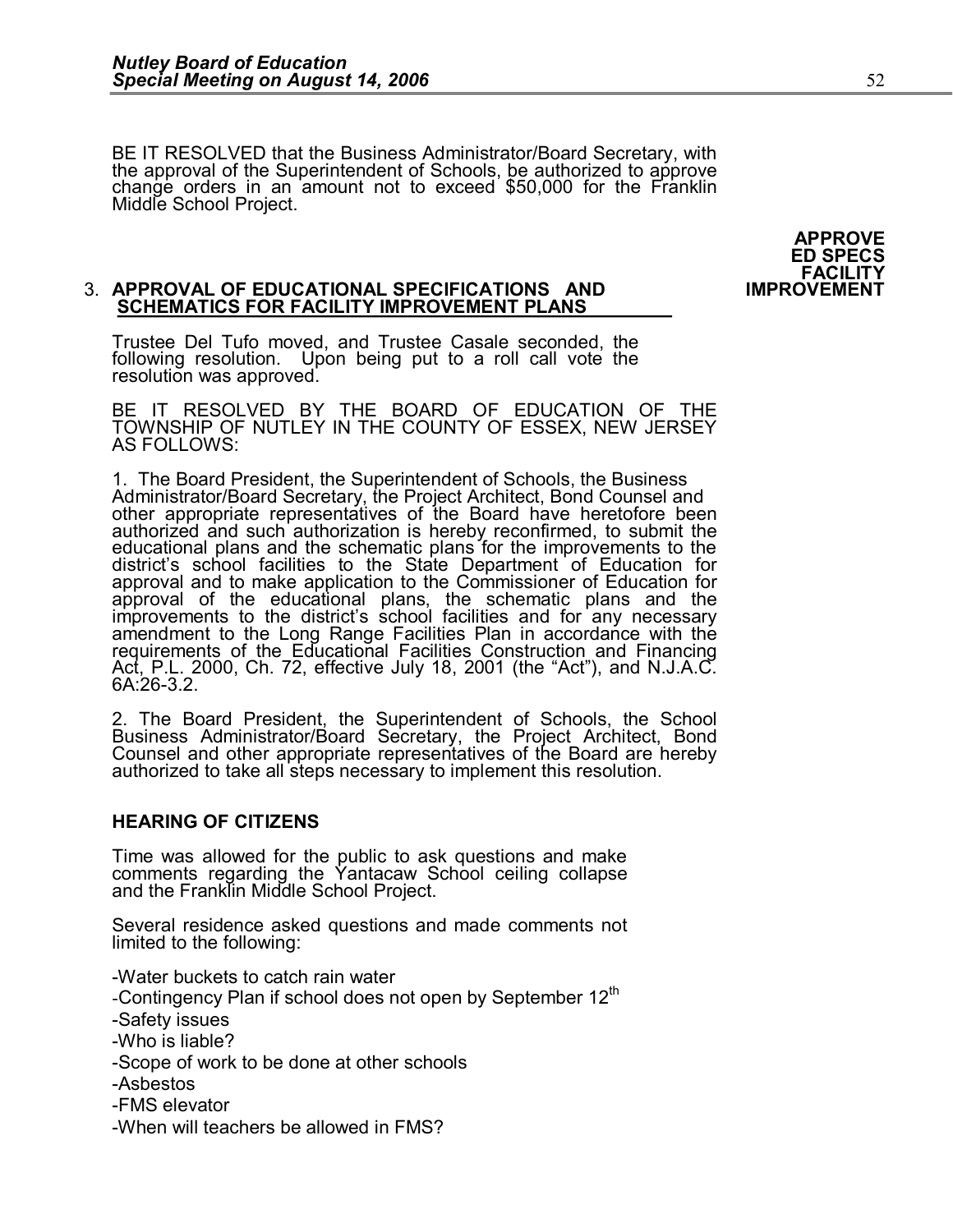BE IT RESOLVED that the Business Administrator/Board Secretary, with the approval of the Superintendent of Schools, be authorized to approve change orders in an amount not to exceed $50,000 for the Franklin Middle School Project.

**APPROVE ED SPECS FACILITY IMPROVEMENT**

3. **APPROVAL OF EDUCATIONAL SPECIFICATIONS AND SCHEMATICS FOR FACILITY IMPROVEMENT PLANS**

Trustee Del Tufo moved, and Trustee Casale seconded, the following resolution. Upon being put to a roll call vote the resolution was approved.

BE IT RESOLVED BY THE BOARD OF EDUCATION OF THE TOWNSHIP OF NUTLEY IN THE COUNTY OF ESSEX, NEW JERSEY AS FOLLOWS:

1. The Board President, the Superintendent of Schools, the Business Administrator/Board Secretary, the Project Architect, Bond Counsel and other appropriate representatives of the Board have heretofore been authorized and such authorization is hereby reconfirmed, to submit the educational plans and the schematic plans for the improvements to the district's school facilities to the State Department of Education for approval and to make application to the Commissioner of Education for approval of the educational plans, the schematic plans and the improvements to the district's school facilities and for any necessary amendment to the Long Range Facilities Plan in accordance with the requirements of the Educational Facilities Construction and Financing Act, P.L. 2000, Ch. 72, effective July 18, 2001 (the "Act"), and N.J.A.C. 6A:26-3.2.

2. The Board President, the Superintendent of Schools, the School Business Administrator/Board Secretary, the Project Architect, Bond Counsel and other appropriate representatives of the Board are hereby authorized to take all steps necessary to implement this resolution.

**HEARING OF CITIZENS**

Time was allowed for the public to ask questions and make comments regarding the Yantacaw School ceiling collapse and the Franklin Middle School Project.

Several residence asked questions and made comments not limited to the following:

-Water buckets to catch rain water
-Contingency Plan if school does not open by September 12th
-Safety issues
-Who is liable?
-Scope of work to be done at other schools
-Asbestos
-FMS elevator
-When will teachers be allowed in FMS?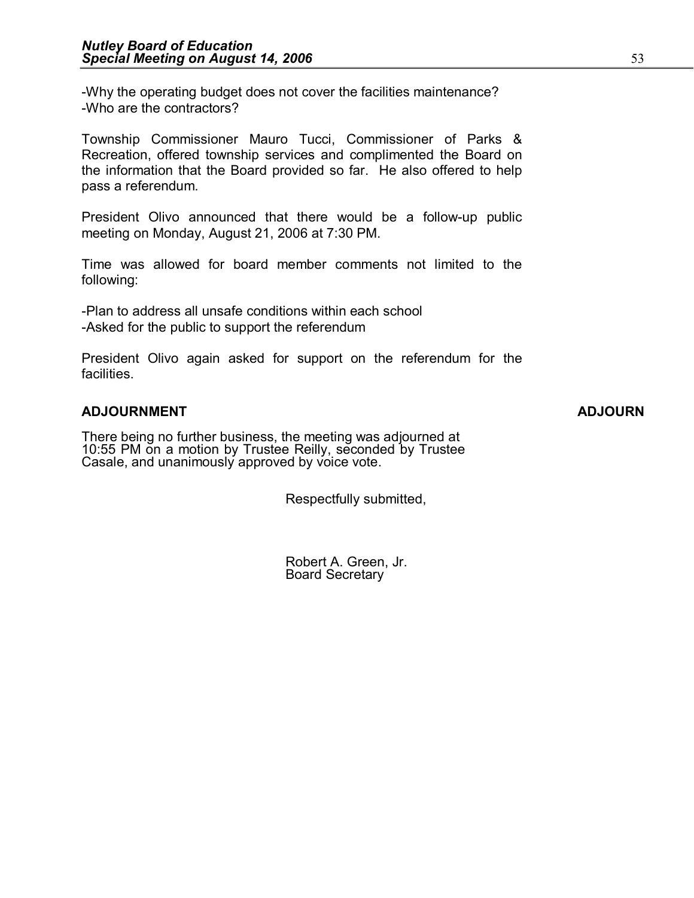-Why the operating budget does not cover the facilities maintenance?
-Who are the contractors?

Township Commissioner Mauro Tucci, Commissioner of Parks & Recreation, offered township services and complimented the Board on the information that the Board provided so far. He also offered to help pass a referendum.

President Olivo announced that there would be a follow-up public meeting on Monday, August 21, 2006 at 7:30 PM.

Time was allowed for board member comments not limited to the following:

-Plan to address all unsafe conditions within each school
-Asked for the public to support the referendum

President Olivo again asked for support on the referendum for the facilities.

**ADJOURNMENT** **ADJOURN**

There being no further business, the meeting was adjourned at 10:55 PM on a motion by Trustee Reilly, seconded by Trustee Casale, and unanimously approved by voice vote.

Respectfully submitted,

Robert A. Green, Jr.
Board Secretary